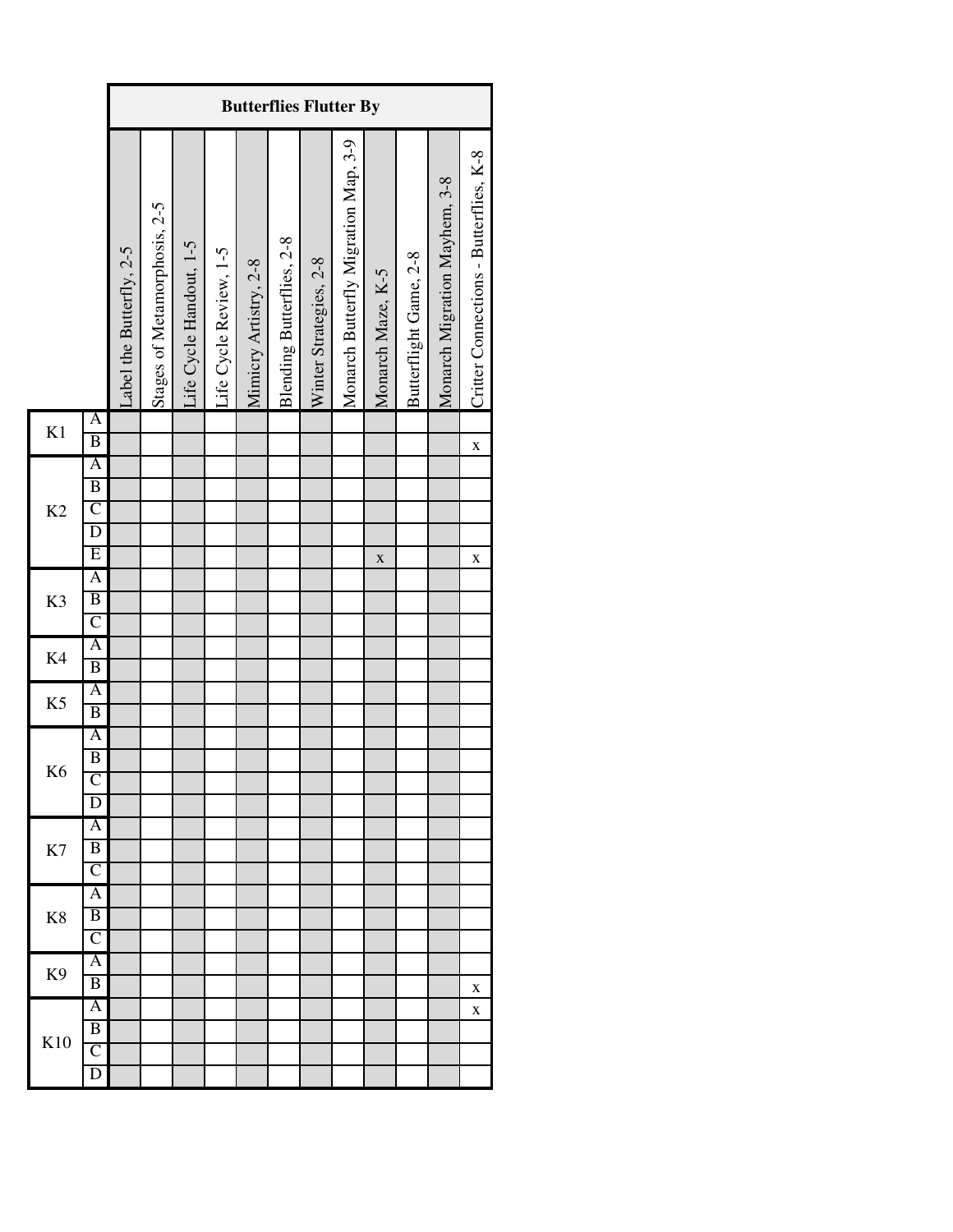| | | Butterflies Flutter By | | | | | | | | | | | |
|---|---|---|---|---|---|---|---|---|---|---|---|---|---|
| | | Label the Butterfly, 2-5 | Stages of Metamorphosis, 2-5 | Life Cycle Handout, 1-5 | Life Cycle Review, 1-5 | Mimicry Artistry, 2-8 | Blending Butterflies, 2-8 | Winter Strategies, 2-8 | Monarch Butterfly Migration Map, 3-9 | Monarch Maze, K-5 | Butterflight Game, 2-8 | Monarch Migration Mayhem, 3-8 | Critter Connections - Butterflies, K-8 |
| K1 | A | | | | | | | | | | | | |
| | B | | | | | | | | | | | | x |
| K2 | A | | | | | | | | | | | | |
| | B | | | | | | | | | | | | |
| | C | | | | | | | | | | | | |
| | D | | | | | | | | | | | | |
| | E | | | | | | | | | x | | | x |
| K3 | A | | | | | | | | | | | | |
| | B | | | | | | | | | | | | |
| | C | | | | | | | | | | | | |
| K4 | A | | | | | | | | | | | | |
| | B | | | | | | | | | | | | |
| K5 | A | | | | | | | | | | | | |
| | B | | | | | | | | | | | | |
| K6 | A | | | | | | | | | | | | |
| | B | | | | | | | | | | | | |
| | C | | | | | | | | | | | | |
| | D | | | | | | | | | | | | |
| K7 | A | | | | | | | | | | | | |
| | B | | | | | | | | | | | | |
| | C | | | | | | | | | | | | |
| K8 | A | | | | | | | | | | | | |
| | B | | | | | | | | | | | | |
| | C | | | | | | | | | | | | |
| K9 | A | | | | | | | | | | | | |
| | B | | | | | | | | | | | | x |
| K10 | A | | | | | | | | | | | | x |
| | B | | | | | | | | | | | | |
| | C | | | | | | | | | | | | |
| | D | | | | | | | | | | | | |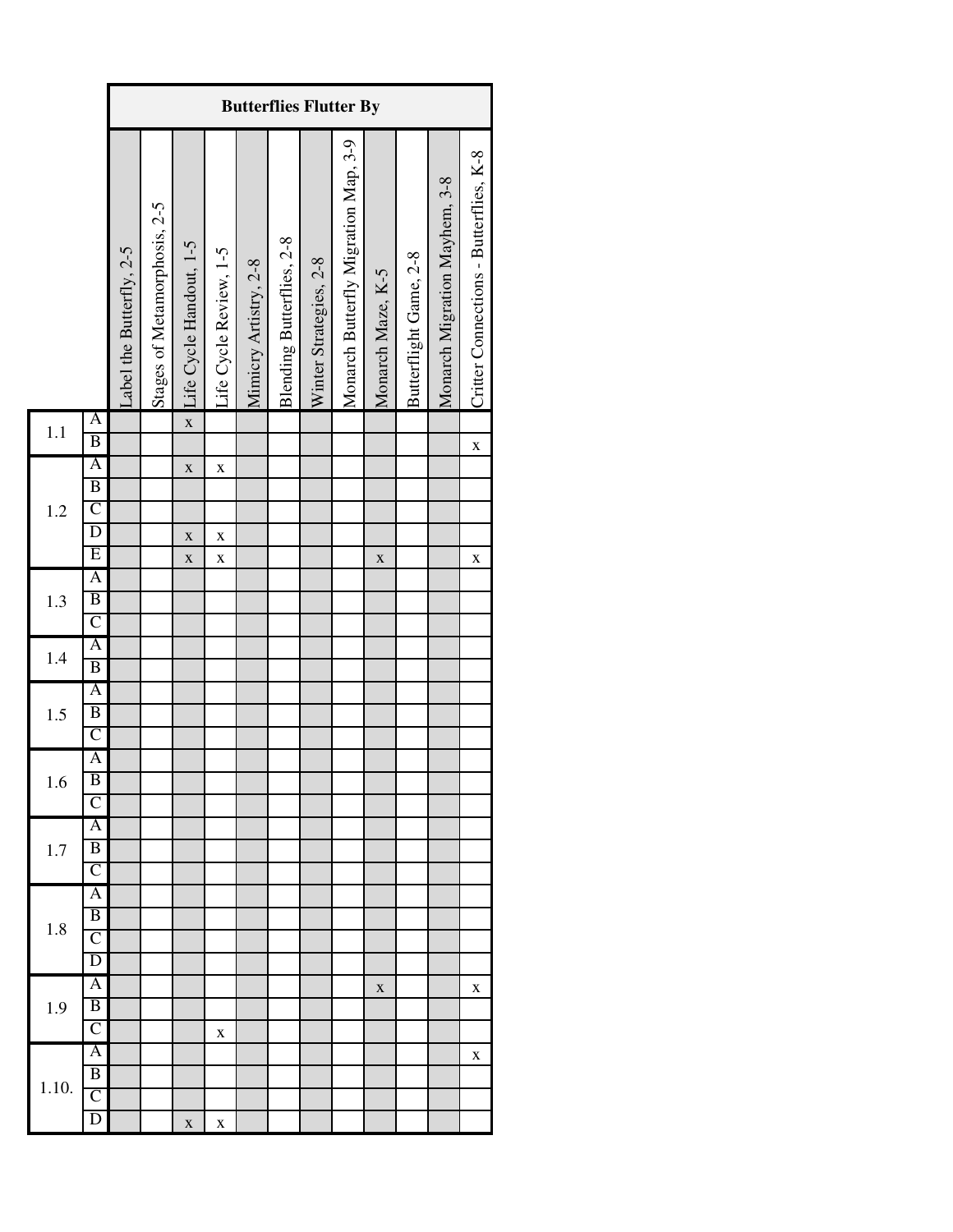| | | Butterflies Flutter By | | | | | | | | | | | |
|---|---|---|---|---|---|---|---|---|---|---|---|---|---|
| | | Label the Butterfly, 2-5 | Stages of Metamorphosis, 2-5 | Life Cycle Handout, 1-5 | Life Cycle Review, 1-5 | Mimicry Artistry, 2-8 | Blending Butterflies, 2-8 | Winter Strategies, 2-8 | Monarch Butterfly Migration Map, 3-9 | Monarch Maze, K-5 | Butterflight Game, 2-8 | Monarch Migration Mayhem, 3-8 | Critter Connections - Butterflies, K-8 |
| 1.1 | A | | | x | | | | | | | | | |
| | B | | | | | | | | | | | | x |
| 1.2 | A | | | x | x | | | | | | | | |
| | B | | | | | | | | | | | | |
| | C | | | | | | | | | | | | |
| | D | | | x | x | | | | | | | | |
| | E | | | x | x | | | | | x | | | x |
| 1.3 | A | | | | | | | | | | | | |
| | B | | | | | | | | | | | | |
| | C | | | | | | | | | | | | |
| 1.4 | A | | | | | | | | | | | | |
| | B | | | | | | | | | | | | |
| 1.5 | A | | | | | | | | | | | | |
| | B | | | | | | | | | | | | |
| | C | | | | | | | | | | | | |
| 1.6 | A | | | | | | | | | | | | |
| | B | | | | | | | | | | | | |
| | C | | | | | | | | | | | | |
| 1.7 | A | | | | | | | | | | | | |
| | B | | | | | | | | | | | | |
| | C | | | | | | | | | | | | |
| 1.8 | A | | | | | | | | | | | | |
| | B | | | | | | | | | | | | |
| | C | | | | | | | | | | | | |
| | D | | | | | | | | | | | | |
| 1.9 | A | | | | | | | | | x | | | x |
| | B | | | | | | | | | | | | |
| | C | | | | x | | | | | | | | |
| 1.10. | A | | | | | | | | | | | | x |
| | B | | | | | | | | | | | | |
| | C | | | | | | | | | | | | |
| | D | | | x | x | | | | | | | | |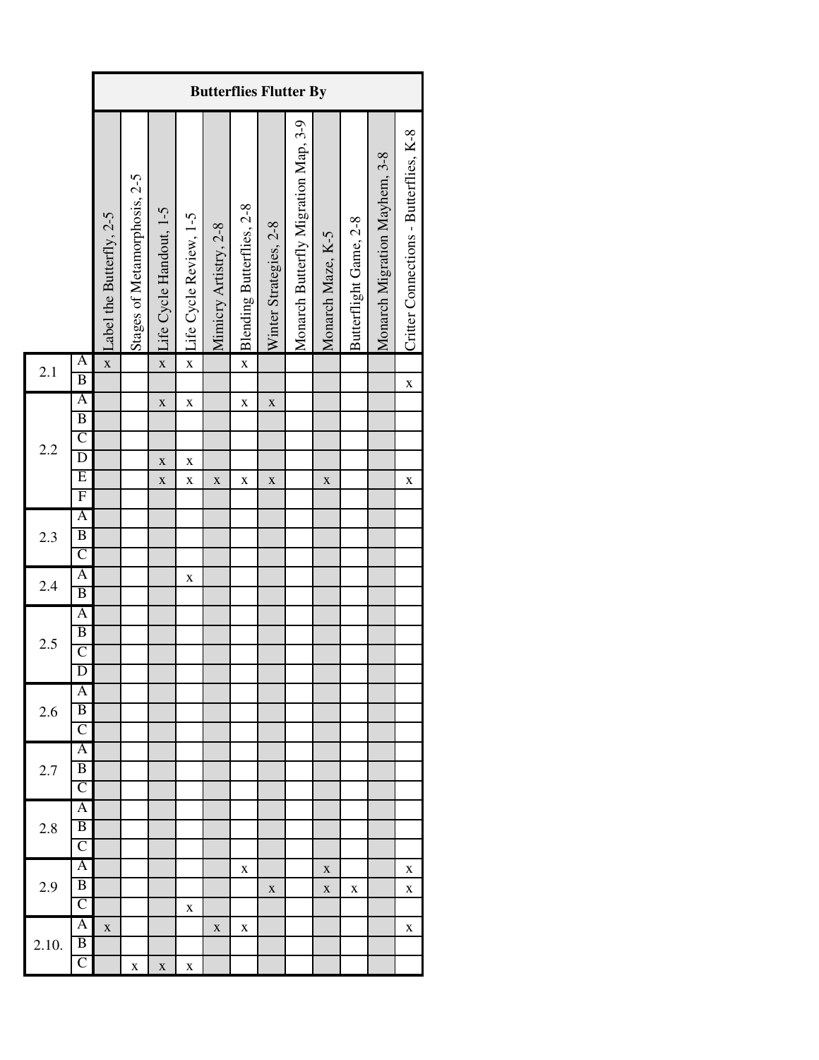| | | Butterflies Flutter By | | | | | | | | | | | |
|---|---|---|---|---|---|---|---|---|---|---|---|---|---|
| | | Label the Butterfly, 2-5 | Stages of Metamorphosis, 2-5 | Life Cycle Handout, 1-5 | Life Cycle Review, 1-5 | Mimicry Artistry, 2-8 | Blending Butterflies, 2-8 | Winter Strategies, 2-8 | Monarch Butterfly Migration Map, 3-9 | Monarch Maze, K-5 | Butterflight Game, 2-8 | Monarch Migration Mayhem, 3-8 | Critter Connections - Butterflies, K-8 |
| 2.1 | A | x | | x | x | | x | | | | | | |
| | B | | | | | | | | | | | | x |
| 2.2 | A | | | x | x | | x | x | | | | | |
| | B | | | | | | | | | | | | |
| | C | | | | | | | | | | | | |
| | D | | | x | x | | | | | | | | |
| | E | | | x | x | x | x | x | | x | | | x |
| | F | | | | | | | | | | | | |
| 2.3 | A | | | | | | | | | | | | |
| | B | | | | | | | | | | | | |
| | C | | | | | | | | | | | | |
| 2.4 | A | | | | x | | | | | | | | |
| | B | | | | | | | | | | | | |
| 2.5 | A | | | | | | | | | | | | |
| | B | | | | | | | | | | | | |
| | C | | | | | | | | | | | | |
| | D | | | | | | | | | | | | |
| 2.6 | A | | | | | | | | | | | | |
| | B | | | | | | | | | | | | |
| | C | | | | | | | | | | | | |
| 2.7 | A | | | | | | | | | | | | |
| | B | | | | | | | | | | | | |
| | C | | | | | | | | | | | | |
| 2.8 | A | | | | | | | | | | | | |
| | B | | | | | | | | | | | | |
| | C | | | | | | | | | | | | |
| 2.9 | A | | | | | | x | | | x | | | x |
| | B | | | | | | | x | | x | x | | x |
| | C | | | | x | | | | | | | | |
| 2.10. | A | x | | | | x | x | | | | | | x |
| | B | | | | | | | | | | | | |
| | C | | x | x | x | | | | | | | | |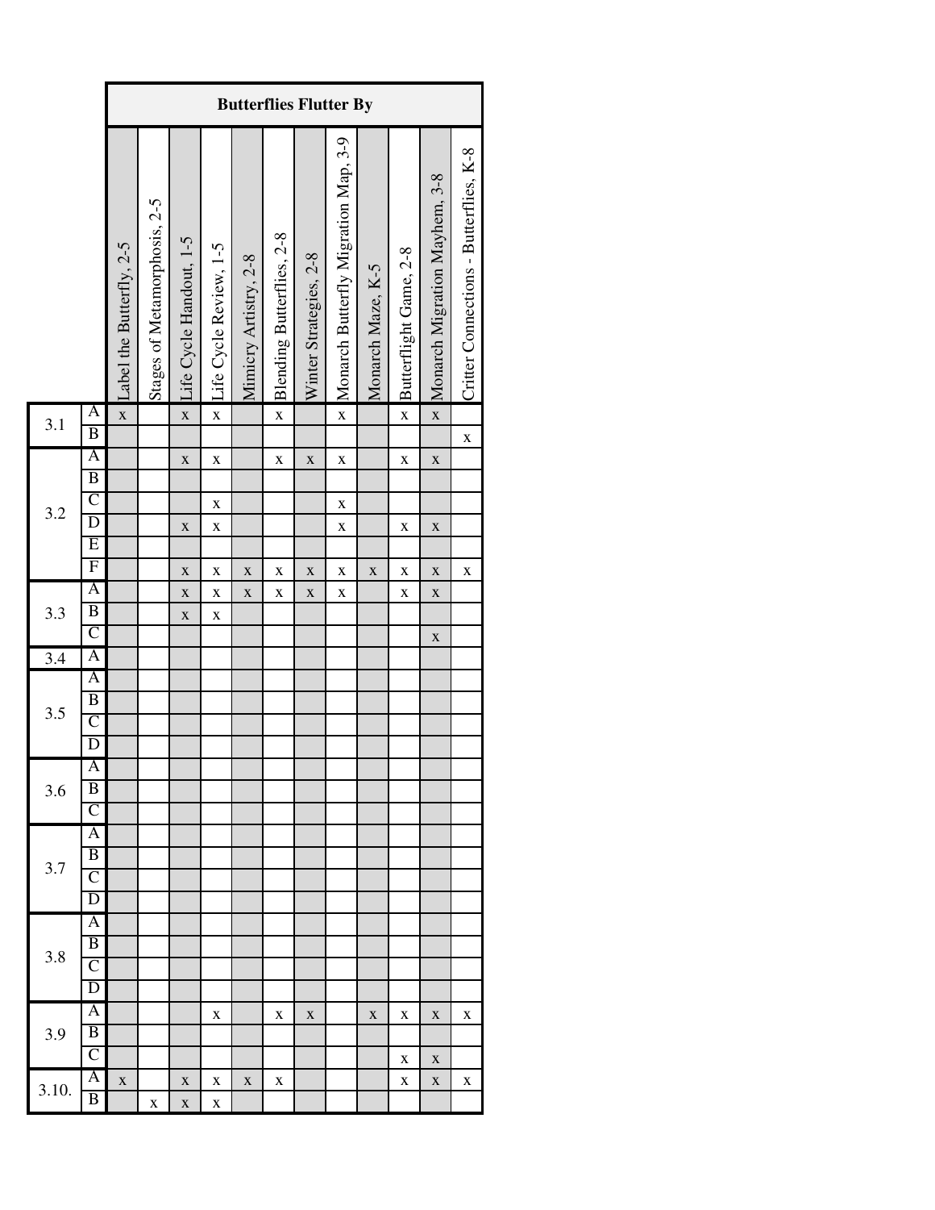| | | Butterflies Flutter By | | | | | | | | | | | |
|---|---|---|---|---|---|---|---|---|---|---|---|---|---|
| | | Label the Butterfly, 2-5 | Stages of Metamorphosis, 2-5 | Life Cycle Handout, 1-5 | Life Cycle Review, 1-5 | Mimicry Artistry, 2-8 | Blending Butterflies, 2-8 | Winter Strategies, 2-8 | Monarch Butterfly Migration Map, 3-9 | Monarch Maze, K-5 | Butterflight Game, 2-8 | Monarch Migration Mayhem, 3-8 | Critter Connections - Butterflies, K-8 |
| 3.1 | A | x | | x | x | | x | | x | | x | x | |
| | B | | | | | | | | | | | | x |
| 3.2 | A | | | x | x | | x | x | x | | x | x | |
| | B | | | | | | | | | | | | |
| | C | | | | x | | | | x | | | | |
| | D | | | x | x | | | | x | | x | x | |
| | E | | | | | | | | | | | | |
| | F | | | x | x | x | x | x | x | x | x | x | x |
| 3.3 | A | | | x | x | x | x | x | x | | x | x | |
| | B | | | x | x | | | | | | | | |
| | C | | | | | | | | | | | x | |
| 3.4 | A | | | | | | | | | | | | |
| 3.5 | A | | | | | | | | | | | | |
| | B | | | | | | | | | | | | |
| | C | | | | | | | | | | | | |
| | D | | | | | | | | | | | | |
| 3.6 | A | | | | | | | | | | | | |
| | B | | | | | | | | | | | | |
| | C | | | | | | | | | | | | |
| 3.7 | A | | | | | | | | | | | | |
| | B | | | | | | | | | | | | |
| | C | | | | | | | | | | | | |
| | D | | | | | | | | | | | | |
| 3.8 | A | | | | | | | | | | | | |
| | B | | | | | | | | | | | | |
| | C | | | | | | | | | | | | |
| | D | | | | | | | | | | | | |
| 3.9 | A | | | | x | | x | x | | x | x | x | x |
| | B | | | | | | | | | | | | |
| | C | | | | | | | | | | x | x | |
| 3.10. | A | x | | x | x | x | x | | | | x | x | x |
| | B | | x | x | x | | | | | | | | |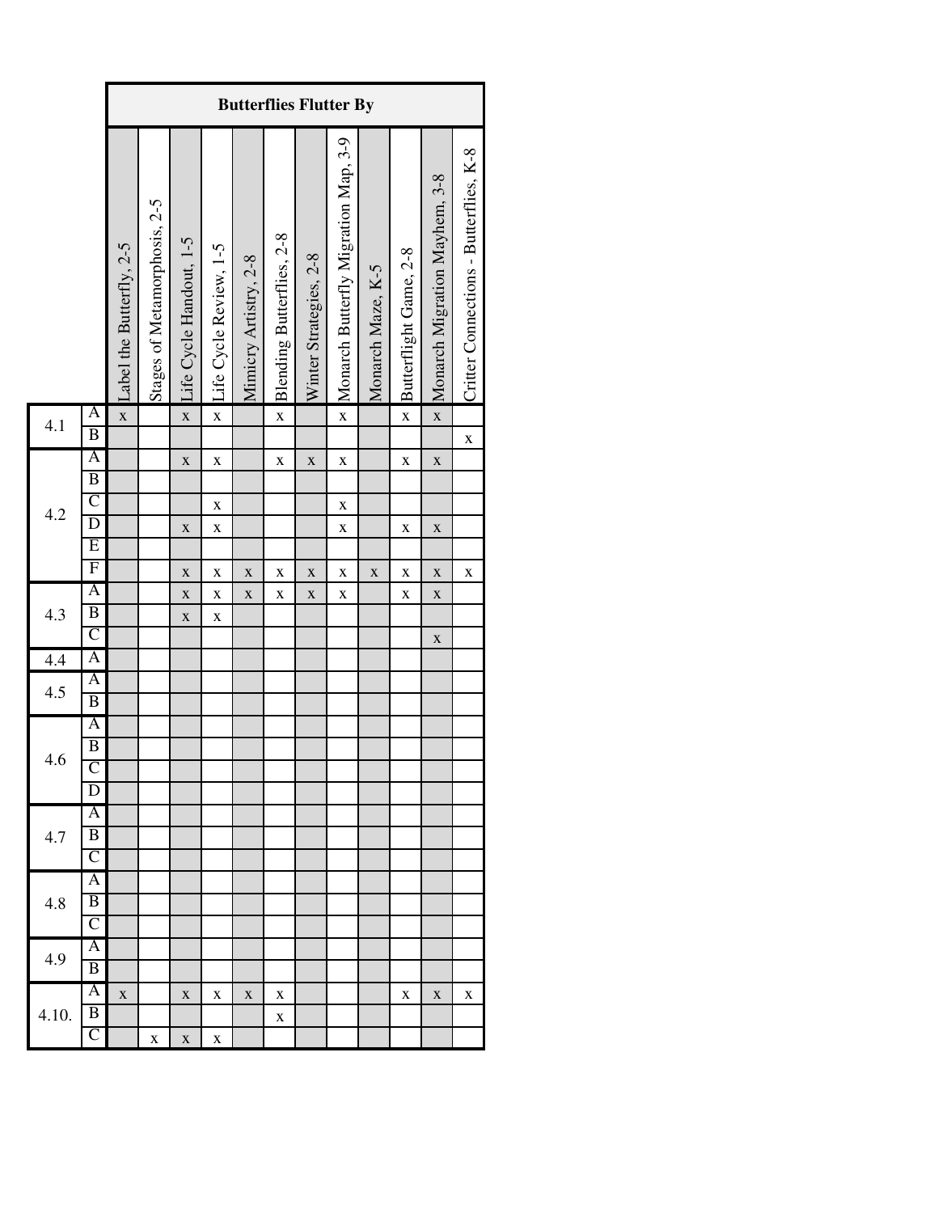| | | Butterflies Flutter By | | | | | | | | | | | |
|---|---|---|---|---|---|---|---|---|---|---|---|---|---|
| | | Label the Butterfly, 2-5 | Stages of Metamorphosis, 2-5 | Life Cycle Handout, 1-5 | Life Cycle Review, 1-5 | Mimicry Artistry, 2-8 | Blending Butterflies, 2-8 | Winter Strategies, 2-8 | Monarch Butterfly Migration Map, 3-9 | Monarch Maze, K-5 | Butterflight Game, 2-8 | Monarch Migration Mayhem, 3-8 | Critter Connections - Butterflies, K-8 |
| 4.1 | A | x | | x | x | | x | | x | | x | x | |
| | B | | | | | | | | | | | | x |
| 4.2 | A | | | x | x | | x | x | x | | x | x | |
| | B | | | | | | | | | | | | |
| | C | | | | x | | | | x | | | | |
| | D | | | x | x | | | | x | | x | x | |
| | E | | | | | | | | | | | | |
| | F | | | x | x | x | x | x | x | x | x | x | x |
| 4.3 | A | | | x | x | x | x | x | x | | x | x | |
| | B | | | x | x | | | | | | | | |
| | C | | | | | | | | | | | x | |
| 4.4 | A | | | | | | | | | | | | |
| 4.5 | A | | | | | | | | | | | | |
| | B | | | | | | | | | | | | |
| 4.6 | A | | | | | | | | | | | | |
| | B | | | | | | | | | | | | |
| | C | | | | | | | | | | | | |
| | D | | | | | | | | | | | | |
| 4.7 | A | | | | | | | | | | | | |
| | B | | | | | | | | | | | | |
| | C | | | | | | | | | | | | |
| 4.8 | A | | | | | | | | | | | | |
| | B | | | | | | | | | | | | |
| | C | | | | | | | | | | | | |
| 4.9 | A | | | | | | | | | | | | |
| | B | | | | | | | | | | | | |
| 4.10. | A | x | | x | x | x | x | | | | x | x | x |
| | B | | | | | | x | | | | | | |
| | C | | x | x | x | | | | | | | | |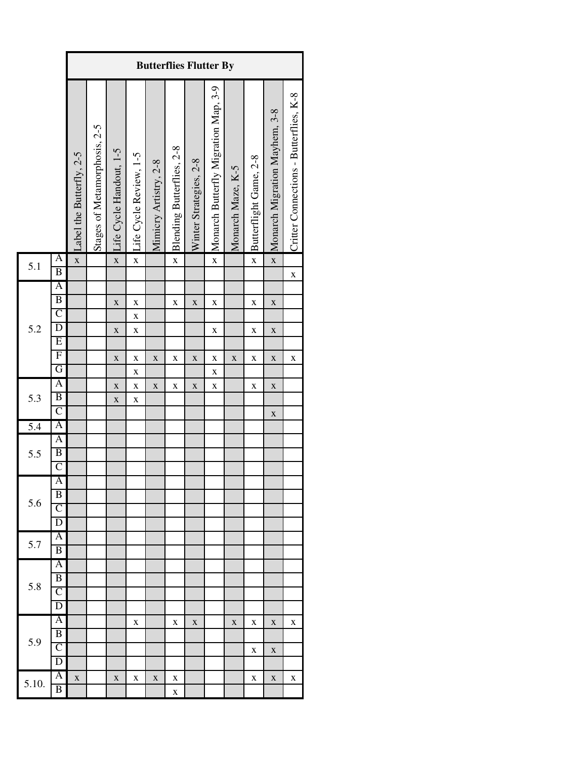| | | Butterflies Flutter By | | | | | | | | | | | |
|---|---|---|---|---|---|---|---|---|---|---|---|---|---|
| | | Label the Butterfly, 2-5 | Stages of Metamorphosis, 2-5 | Life Cycle Handout, 1-5 | Life Cycle Review, 1-5 | Mimicry Artistry, 2-8 | Blending Butterflies, 2-8 | Winter Strategies, 2-8 | Monarch Butterfly Migration Map, 3-9 | Monarch Maze, K-5 | Butterflight Game, 2-8 | Monarch Migration Mayhem, 3-8 | Critter Connections - Butterflies, K-8 |
| 5.1 | A | x | | x | x | | x | | x | | x | x | |
| | B | | | | | | | | | | | | x |
| 5.2 | A | | | | | | | | | | | | |
| | B | | | x | x | | x | x | x | | x | x | |
| | C | | | | x | | | | | | | | |
| | D | | | x | x | | | | x | | x | x | |
| | E | | | | | | | | | | | | |
| | F | | | x | x | x | x | x | x | x | x | x | x |
| | G | | | | x | | | | x | | | | |
| 5.3 | A | | | x | x | x | x | x | x | | x | x | |
| | B | | | x | x | | | | | | | | |
| | C | | | | | | | | | | | x | |
| 5.4 | A | | | | | | | | | | | | |
| 5.5 | A | | | | | | | | | | | | |
| | B | | | | | | | | | | | | |
| | C | | | | | | | | | | | | |
| 5.6 | A | | | | | | | | | | | | |
| | B | | | | | | | | | | | | |
| | C | | | | | | | | | | | | |
| | D | | | | | | | | | | | | |
| 5.7 | A | | | | | | | | | | | | |
| | B | | | | | | | | | | | | |
| 5.8 | A | | | | | | | | | | | | |
| | B | | | | | | | | | | | | |
| | C | | | | | | | | | | | | |
| | D | | | | | | | | | | | | |
| 5.9 | A | | | | x | | x | x | | x | x | x | x |
| | B | | | | | | | | | | | | |
| | C | | | | | | | | | | x | x | |
| | D | | | | | | | | | | | | |
| 5.10. | A | x | | x | x | x | x | | | | x | x | x |
| | B | | | | | | x | | | | | | |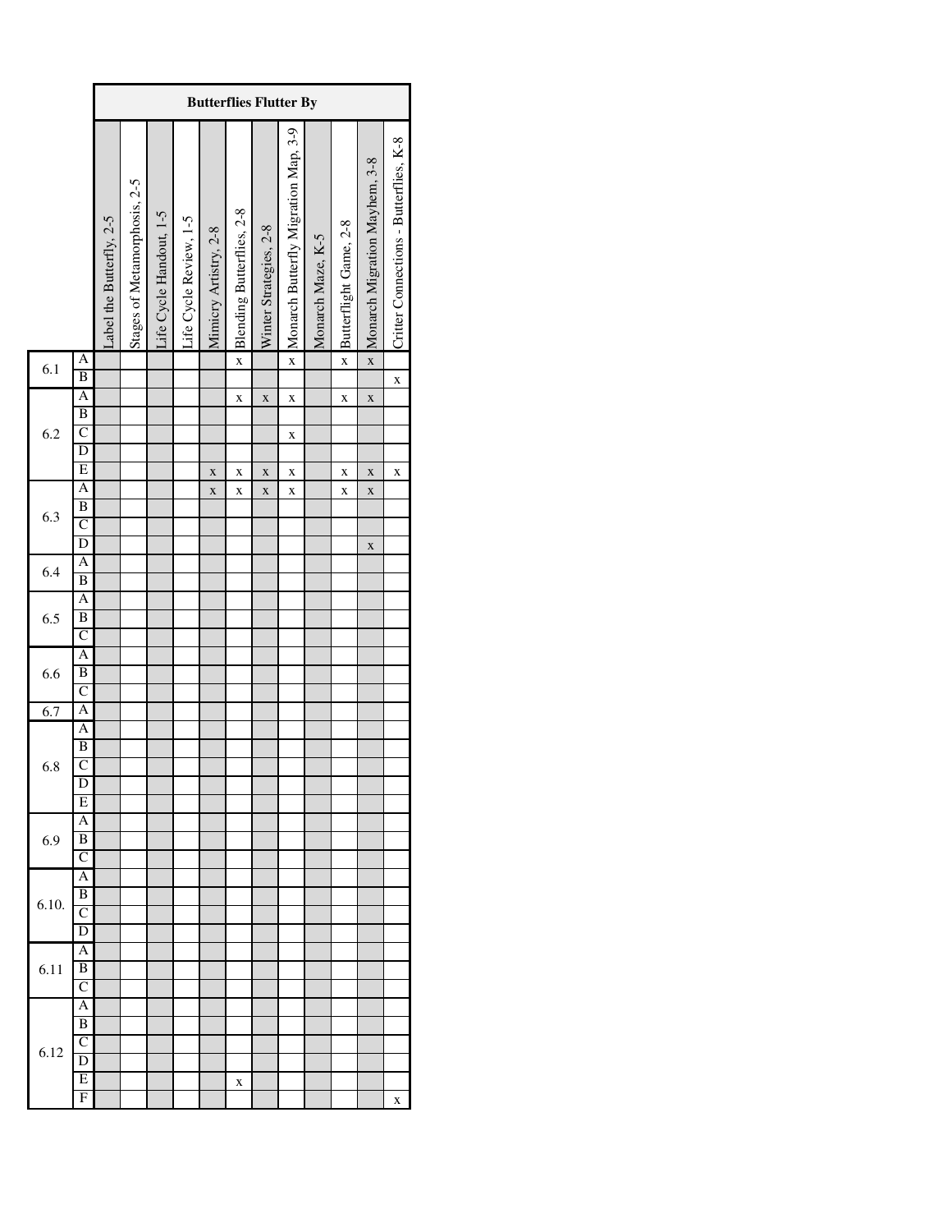| | | Butterflies Flutter By | | | | | | | | | | | |
|---|---|---|---|---|---|---|---|---|---|---|---|---|---|
| | | Label the Butterfly, 2-5 | Stages of Metamorphosis, 2-5 | Life Cycle Handout, 1-5 | Life Cycle Review, 1-5 | Mimicry Artistry, 2-8 | Blending Butterflies, 2-8 | Winter Strategies, 2-8 | Monarch Butterfly Migration Map, 3-9 | Monarch Maze, K-5 | Butterflight Game, 2-8 | Monarch Migration Mayhem, 3-8 | Critter Connections - Butterflies, K-8 |
| 6.1 | A | | | | | | x | | x | | x | x | |
| | B | | | | | | | | | | | | x |
| 6.2 | A | | | | | | x | x | x | | x | x | |
| | B | | | | | | | | | | | | |
| | C | | | | | | | | x | | | | |
| | D | | | | | | | | | | | | |
| | E | | | | | x | x | x | x | | x | x | x |
| 6.3 | A | | | | | x | x | x | x | | x | x | |
| | B | | | | | | | | | | | | |
| | C | | | | | | | | | | | | |
| | D | | | | | | | | | | | x | |
| 6.4 | A | | | | | | | | | | | | |
| | B | | | | | | | | | | | | |
| 6.5 | A | | | | | | | | | | | | |
| | B | | | | | | | | | | | | |
| | C | | | | | | | | | | | | |
| 6.6 | A | | | | | | | | | | | | |
| | B | | | | | | | | | | | | |
| | C | | | | | | | | | | | | |
| 6.7 | A | | | | | | | | | | | | |
| 6.8 | A | | | | | | | | | | | | |
| | B | | | | | | | | | | | | |
| | C | | | | | | | | | | | | |
| | D | | | | | | | | | | | | |
| | E | | | | | | | | | | | | |
| 6.9 | A | | | | | | | | | | | | |
| | B | | | | | | | | | | | | |
| | C | | | | | | | | | | | | |
| 6.10. | A | | | | | | | | | | | | |
| | B | | | | | | | | | | | | |
| | C | | | | | | | | | | | | |
| | D | | | | | | | | | | | | |
| 6.11 | A | | | | | | | | | | | | |
| | B | | | | | | | | | | | | |
| | C | | | | | | | | | | | | |
| 6.12 | A | | | | | | | | | | | | |
| | B | | | | | | | | | | | | |
| | C | | | | | | | | | | | | |
| | D | | | | | | | | | | | | |
| | E | | | | | | x | | | | | | |
| | F | | | | | | | | | | | | x |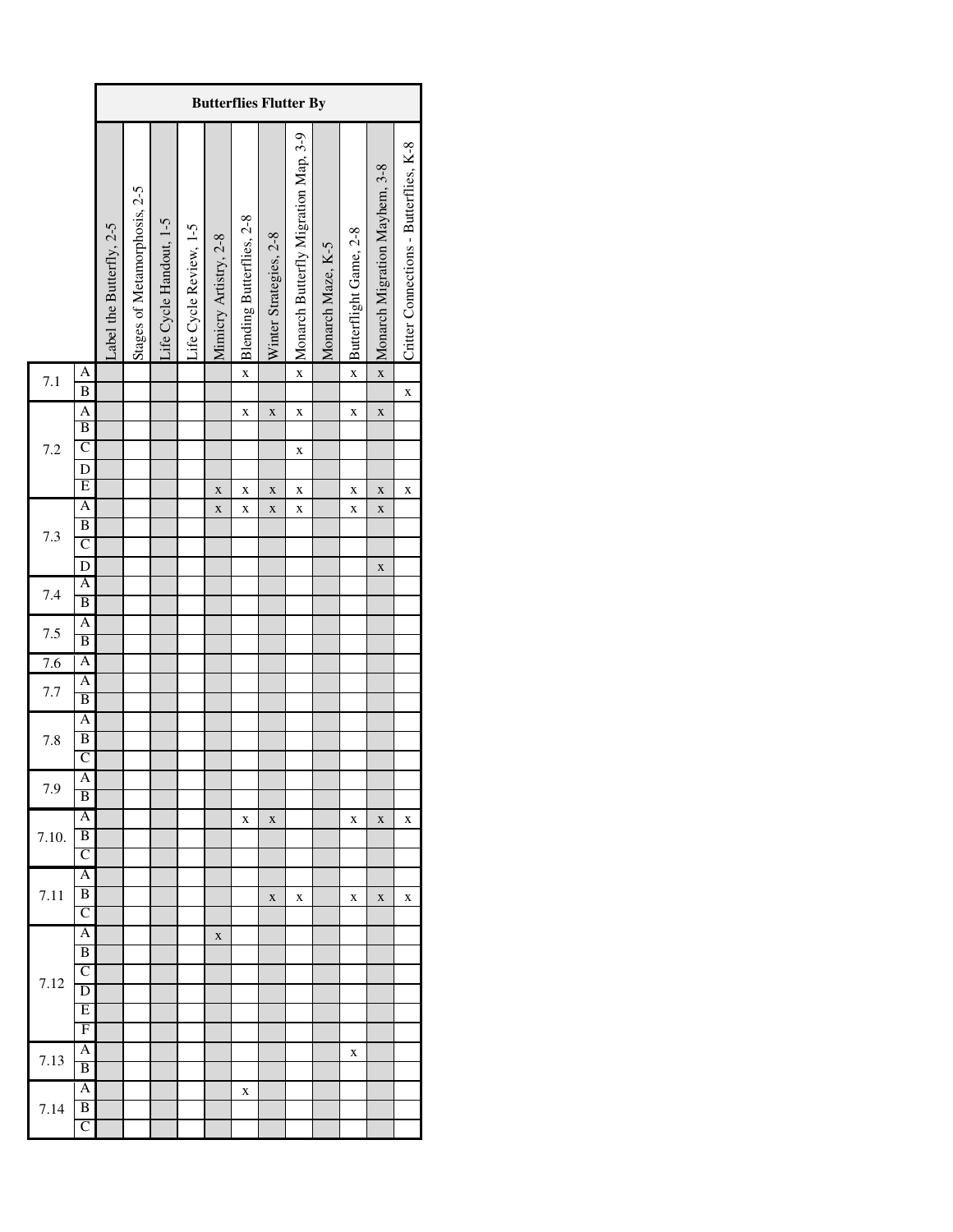| | | Butterflies Flutter By | | | | | | | | | | | |
|---|---|---|---|---|---|---|---|---|---|---|---|---|---|
| | | Label the Butterfly, 2-5 | Stages of Metamorphosis, 2-5 | Life Cycle Handout, 1-5 | Life Cycle Review, 1-5 | Mimicry Artistry, 2-8 | Blending Butterflies, 2-8 | Winter Strategies, 2-8 | Monarch Butterfly Migration Map, 3-9 | Monarch Maze, K-5 | Butterflight Game, 2-8 | Monarch Migration Mayhem, 3-8 | Critter Connections - Butterflies, K-8 |
| 7.1 | A | | | | | | x | | x | | x | x | |
| | B | | | | | | | | | | | | x |
| 7.2 | A | | | | | | x | x | x | | x | x | |
| | B | | | | | | | | | | | | |
| | C | | | | | | | | x | | | | |
| | D | | | | | | | | | | | | |
| | E | | | | | x | x | x | x | | x | x | x |
| 7.3 | A | | | | | x | x | x | x | | x | x | |
| | B | | | | | | | | | | | | |
| | C | | | | | | | | | | | | |
| | D | | | | | | | | | | | x | |
| 7.4 | A | | | | | | | | | | | | |
| | B | | | | | | | | | | | | |
| 7.5 | A | | | | | | | | | | | | |
| | B | | | | | | | | | | | | |
| 7.6 | A | | | | | | | | | | | | |
| 7.7 | A | | | | | | | | | | | | |
| | B | | | | | | | | | | | | |
| 7.8 | A | | | | | | | | | | | | |
| | B | | | | | | | | | | | | |
| | C | | | | | | | | | | | | |
| 7.9 | A | | | | | | | | | | | | |
| | B | | | | | | | | | | | | |
| 7.10. | A | | | | | | x | x | | | x | x | x |
| | B | | | | | | | | | | | | |
| | C | | | | | | | | | | | | |
| 7.11 | A | | | | | | | | | | | | |
| | B | | | | | | | x | x | | x | x | x |
| | C | | | | | | | | | | | | |
| 7.12 | A | | | | | x | | | | | | | |
| | B | | | | | | | | | | | | |
| | C | | | | | | | | | | | | |
| | D | | | | | | | | | | | | |
| | E | | | | | | | | | | | | |
| | F | | | | | | | | | | | | |
| 7.13 | A | | | | | | | | | | x | | |
| | B | | | | | | | | | | | | |
| 7.14 | A | | | | | | x | | | | | | |
| | B | | | | | | | | | | | | |
| | C | | | | | | | | | | | | |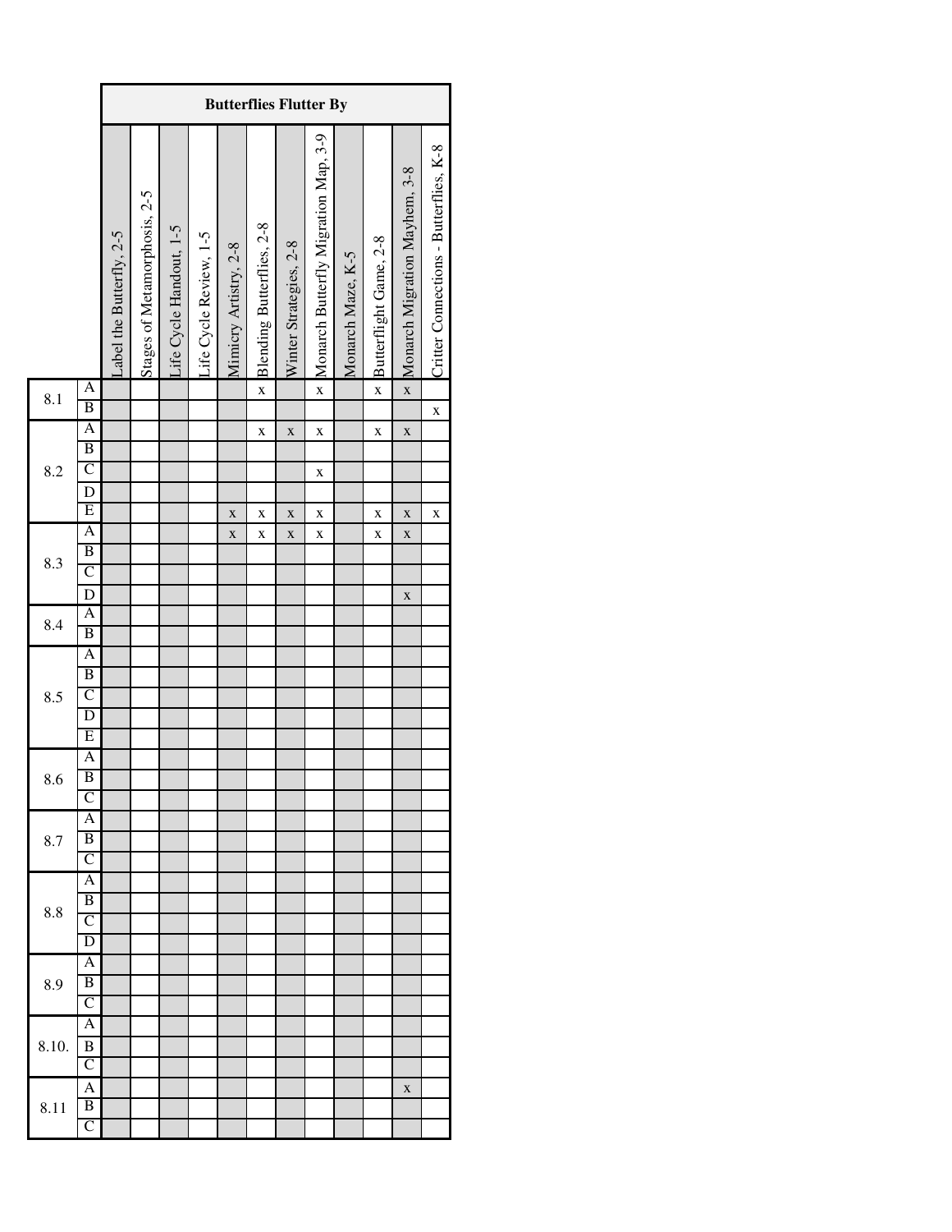| | | Butterflies Flutter By | | | | | | | | | | | |
|---|---|---|---|---|---|---|---|---|---|---|---|---|---|
| | | Label the Butterfly, 2-5 | Stages of Metamorphosis, 2-5 | Life Cycle Handout, 1-5 | Life Cycle Review, 1-5 | Mimicry Artistry, 2-8 | Blending Butterflies, 2-8 | Winter Strategies, 2-8 | Monarch Butterfly Migration Map, 3-9 | Monarch Maze, K-5 | Butterflight Game, 2-8 | Monarch Migration Mayhem, 3-8 | Critter Connections - Butterflies, K-8 |
| 8.1 | A | | | | | | x | | x | | x | x | |
| | B | | | | | | | | | | | | x |
| 8.2 | A | | | | | | x | x | x | | x | x | |
| | B | | | | | | | | | | | | |
| | C | | | | | | | | x | | | | |
| | D | | | | | | | | | | | | |
| | E | | | | | x | x | x | x | | x | x | x |
| 8.3 | A | | | | | x | x | x | x | | x | x | |
| | B | | | | | | | | | | | | |
| | C | | | | | | | | | | | | |
| | D | | | | | | | | | | | x | |
| 8.4 | A | | | | | | | | | | | | |
| | B | | | | | | | | | | | | |
| 8.5 | A | | | | | | | | | | | | |
| | B | | | | | | | | | | | | |
| | C | | | | | | | | | | | | |
| | D | | | | | | | | | | | | |
| | E | | | | | | | | | | | | |
| 8.6 | A | | | | | | | | | | | | |
| | B | | | | | | | | | | | | |
| | C | | | | | | | | | | | | |
| 8.7 | A | | | | | | | | | | | | |
| | B | | | | | | | | | | | | |
| | C | | | | | | | | | | | | |
| 8.8 | A | | | | | | | | | | | | |
| | B | | | | | | | | | | | | |
| | C | | | | | | | | | | | | |
| | D | | | | | | | | | | | | |
| 8.9 | A | | | | | | | | | | | | |
| | B | | | | | | | | | | | | |
| | C | | | | | | | | | | | | |
| 8.10. | A | | | | | | | | | | | | |
| | B | | | | | | | | | | | | |
| | C | | | | | | | | | | | | |
| 8.11 | A | | | | | | | | | | | x | |
| | B | | | | | | | | | | | | |
| | C | | | | | | | | | | | | |